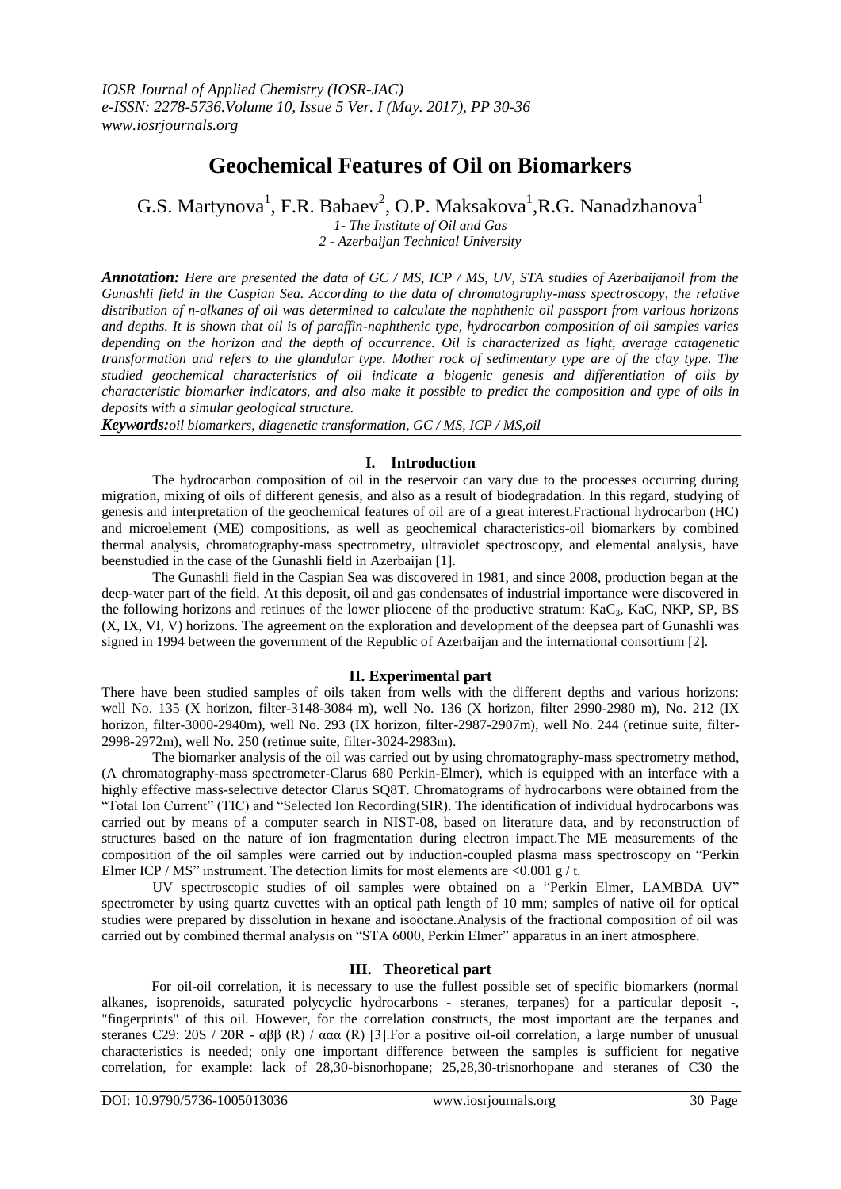# Geochemical Features of Oil on Biomarkers

G.S. Martynova[1], F.R. Babaev[2], O.P. Maksakova[1],R.G. Nanadzhanova[1]

*1- The Institute of Oil and Gas*
*2 - Azerbaijan Technical University*

***Annotation:*** *Here are presented the data of GC / MS, ICP / MS, UV, STA studies of Azerbaijanoil from the Gunashli field in the Caspian Sea. According to the data of chromatography-mass spectroscopy, the relative distribution of n-alkanes of oil was determined to calculate the naphthenic oil passport from various horizons and depths. It is shown that oil is of paraffin-naphthenic type, hydrocarbon composition of oil samples varies depending on the horizon and the depth of occurrence. Oil is characterized as light, average catagenetic transformation and refers to the glandular type. Mother rock of sedimentary type are of the clay type. The studied geochemical characteristics of oil indicate a biogenic genesis and differentiation of oils by characteristic biomarker indicators, and also make it possible to predict the composition and type of oils in deposits with a simular geological structure.*

***Keywords:****oil biomarkers, diagenetic transformation, GC / MS, ICP / MS,oil*

## I. Introduction

The hydrocarbon composition of oil in the reservoir can vary due to the processes occurring during migration, mixing of oils of different genesis, and also as a result of biodegradation. In this regard, studying of genesis and interpretation of the geochemical features of oil are of a great interest.Fractional hydrocarbon (HC) and microelement (ME) compositions, as well as geochemical characteristics-oil biomarkers by combined thermal analysis, chromatography-mass spectrometry, ultraviolet spectroscopy, and elemental analysis, have beenstudied in the case of the Gunashli field in Azerbaijan [1].

The Gunashli field in the Caspian Sea was discovered in 1981, and since 2008, production began at the deep-water part of the field. At this deposit, oil and gas condensates of industrial importance were discovered in the following horizons and retinues of the lower pliocene of the productive stratum: $KaC_3$, KaC, NKP, SP, BS (X, IX, VI, V) horizons. The agreement on the exploration and development of the deepsea part of Gunashli was signed in 1994 between the government of the Republic of Azerbaijan and the international consortium [2].

## II. Experimental part

There have been studied samples of oils taken from wells with the different depths and various horizons: well No. 135 (X horizon, filter-3148-3084 m), well No. 136 (X horizon, filter 2990-2980 m), No. 212 (IX horizon, filter-3000-2940m), well No. 293 (IX horizon, filter-2987-2907m), well No. 244 (retinue suite, filter-2998-2972m), well No. 250 (retinue suite, filter-3024-2983m).

The biomarker analysis of the oil was carried out by using chromatography-mass spectrometry method, (A chromatography-mass spectrometer-Clarus 680 Perkin-Elmer), which is equipped with an interface with a highly effective mass-selective detector Clarus SQ8T. Chromatograms of hydrocarbons were obtained from the "Total Ion Current" (TIC) and "Selected Ion Recording(SIR). The identification of individual hydrocarbons was carried out by means of a computer search in NIST-08, based on literature data, and by reconstruction of structures based on the nature of ion fragmentation during electron impact.The ME measurements of the composition of the oil samples were carried out by induction-coupled plasma mass spectroscopy on "Perkin Elmer ICP / MS" instrument. The detection limits for most elements are <0.001 g / t.

UV spectroscopic studies of oil samples were obtained on a "Perkin Elmer, LAMBDA UV" spectrometer by using quartz cuvettes with an optical path length of 10 mm; samples of native oil for optical studies were prepared by dissolution in hexane and isooctane.Analysis of the fractional composition of oil was carried out by combined thermal analysis on "STA 6000, Perkin Elmer" apparatus in an inert atmosphere.

## III. Theoretical part

For oil-oil correlation, it is necessary to use the fullest possible set of specific biomarkers (normal alkanes, isoprenoids, saturated polycyclic hydrocarbons - steranes, terpanes) for a particular deposit -, "fingerprints" of this oil. However, for the correlation constructs, the most important are the terpanes and steranes C29: 20S / 20R - αββ (R) / ααα (R) [3].For a positive oil-oil correlation, a large number of unusual characteristics is needed; only one important difference between the samples is sufficient for negative correlation, for example: lack of 28,30-bisnorhopane; 25,28,30-trisnorhopane and steranes of C30 the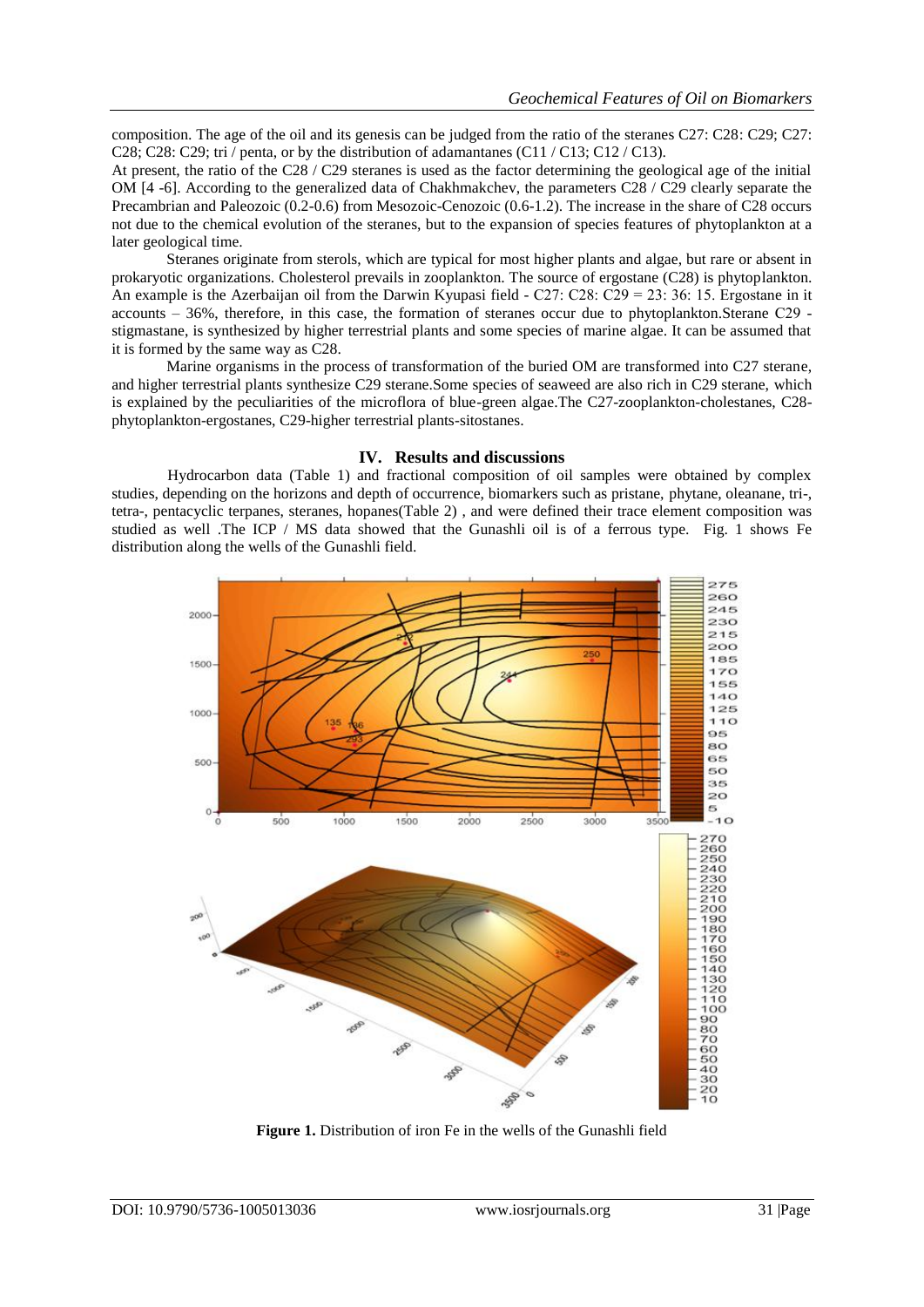composition. The age of the oil and its genesis can be judged from the ratio of the steranes C27: C28: C29; C27: C28; C28: C29; tri / penta, or by the distribution of adamantanes (C11 / C13; C12 / C13).

At present, the ratio of the C28 / C29 steranes is used as the factor determining the geological age of the initial OM [4 -6]. According to the generalized data of Chakhmakchev, the parameters C28 / C29 clearly separate the Precambrian and Paleozoic (0.2-0.6) from Mesozoic-Cenozoic (0.6-1.2). The increase in the share of C28 occurs not due to the chemical evolution of the steranes, but to the expansion of species features of phytoplankton at a later geological time.

Steranes originate from sterols, which are typical for most higher plants and algae, but rare or absent in prokaryotic organizations. Cholesterol prevails in zooplankton. The source of ergostane (C28) is phytoplankton. An example is the Azerbaijan oil from the Darwin Kyupasi field - C27: C28: C29 = 23: 36: 15. Ergostane in it accounts – 36%, therefore, in this case, the formation of steranes occur due to phytoplankton.Sterane C29 - stigmastane, is synthesized by higher terrestrial plants and some species of marine algae. It can be assumed that it is formed by the same way as C28.

Marine organisms in the process of transformation of the buried OM are transformed into C27 sterane, and higher terrestrial plants synthesize C29 sterane.Some species of seaweed are also rich in C29 sterane, which is explained by the peculiarities of the microflora of blue-green algae.The C27-zooplankton-cholestanes, C28-phytoplankton-ergostanes, C29-higher terrestrial plants-sitostanes.

## IV. Results and discussions

Hydrocarbon data (Table 1) and fractional composition of oil samples were obtained by complex studies, depending on the horizons and depth of occurrence, biomarkers such as pristane, phytane, oleanane, tri-, tetra-, pentacyclic terpanes, steranes, hopanes(Table 2) , and were defined their trace element composition was studied as well .The ICP / MS data showed that the Gunashli oil is of a ferrous type. Fig. 1 shows Fe distribution along the wells of the Gunashli field.

**Figure 1.** Distribution of iron Fe in the wells of the Gunashli field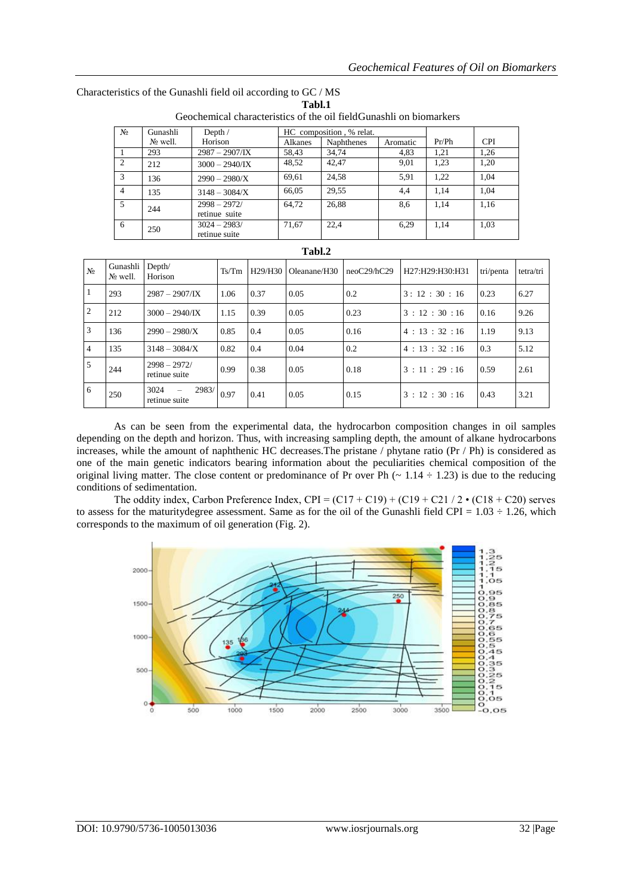Characteristics of the Gunashli field oil according to GC / MS

**Tabl.1**

Geochemical characteristics of the oil fieldGunashli on biomarkers

| № | Gunashli № well. | Depth / Horison | HC composition , % relat. | | | Pr/Ph | CPI |
|---|---|---|---|---|---|---|---|
| | | | Alkanes | Naphthenes | Aromatic | | |
| 1 | 293 | 2987 – 2907/IX | 58,43 | 34,74 | 4,83 | 1,21 | 1,26 |
| 2 | 212 | 3000 – 2940/IX | 48,52 | 42,47 | 9,01 | 1,23 | 1,20 |
| 3 | 136 | 2990 – 2980/X | 69,61 | 24,58 | 5,91 | 1,22 | 1,04 |
| 4 | 135 | 3148 – 3084/X | 66,05 | 29,55 | 4,4 | 1,14 | 1,04 |
| 5 | 244 | 2998 – 2972/ retinue suite | 64,72 | 26,88 | 8,6 | 1,14 | 1,16 |
| 6 | 250 | 3024 – 2983/ retinue suite | 71,67 | 22,4 | 6,29 | 1,14 | 1,03 |

**Tabl.2**

| № | Gunashli № well. | Depth/ Horison | Ts/Tm | H29/H30 | Oleanane/H30 | neoC29/hC29 | H27:H29:H30:H31 | tri/penta | tetra/tri |
|---|---|---|---|---|---|---|---|---|---|
| 1 | 293 | 2987 – 2907/IX | 1.06 | 0.37 | 0.05 | 0.2 | 3 : 12 : 30 : 16 | 0.23 | 6.27 |
| 2 | 212 | 3000 – 2940/IX | 1.15 | 0.39 | 0.05 | 0.23 | 3 : 12 : 30 : 16 | 0.16 | 9.26 |
| 3 | 136 | 2990 – 2980/X | 0.85 | 0.4 | 0.05 | 0.16 | 4 : 13 : 32 : 16 | 1.19 | 9.13 |
| 4 | 135 | 3148 – 3084/X | 0.82 | 0.4 | 0.04 | 0.2 | 4 : 13 : 32 : 16 | 0.3 | 5.12 |
| 5 | 244 | 2998 – 2972/ retinue suite | 0.99 | 0.38 | 0.05 | 0.18 | 3 : 11 : 29 : 16 | 0.59 | 2.61 |
| 6 | 250 | 3024 – 2983/ retinue suite | 0.97 | 0.41 | 0.05 | 0.15 | 3 : 12 : 30 : 16 | 0.43 | 3.21 |

As can be seen from the experimental data, the hydrocarbon composition changes in oil samples depending on the depth and horizon. Thus, with increasing sampling depth, the amount of alkane hydrocarbons increases, while the amount of naphthenic HC decreases.The pristane / phytane ratio (Pr / Ph) is considered as one of the main genetic indicators bearing information about the peculiarities chemical composition of the original living matter. The close content or predominance of Pr over Ph (~ 1.14 ÷ 1.23) is due to the reducing conditions of sedimentation.

The oddity index, Carbon Preference Index, CPI = (C17 + C19) + (C19 + C21 / 2 • (C18 + C20) serves to assess for the maturitydegree assessment. Same as for the oil of the Gunashli field CPI = 1.03 ÷ 1.26, which corresponds to the maximum of oil generation (Fig. 2).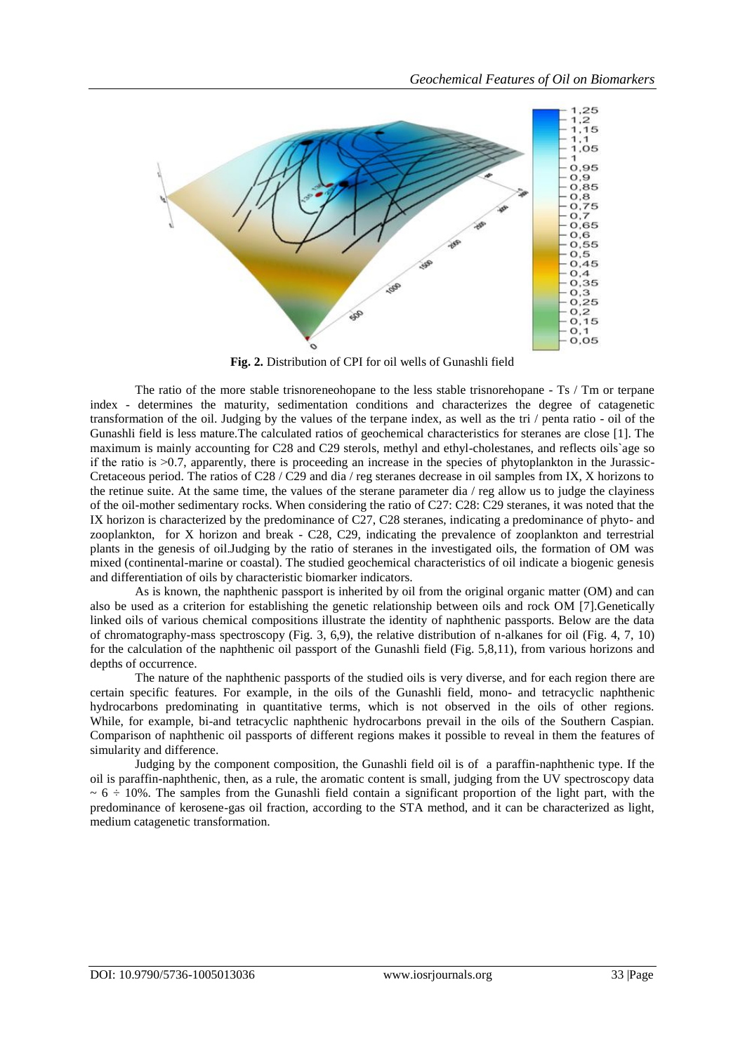**Fig. 2.** Distribution of CPI for oil wells of Gunashli field

The ratio of the more stable trisnoreneohopane to the less stable trisnorehopane - Ts / Tm or terpane index - determines the maturity, sedimentation conditions and characterizes the degree of catagenetic transformation of the oil. Judging by the values of the terpane index, as well as the tri / penta ratio - oil of the Gunashli field is less mature.The calculated ratios of geochemical characteristics for steranes are close [1]. The maximum is mainly accounting for C28 and C29 sterols, methyl and ethyl-cholestanes, and reflects oils`age so if the ratio is >0.7, apparently, there is proceeding an increase in the species of phytoplankton in the Jurassic-Cretaceous period. The ratios of C28 / C29 and dia / reg steranes decrease in oil samples from IX, X horizons to the retinue suite. At the same time, the values of the sterane parameter dia / reg allow us to judge the clayiness of the oil-mother sedimentary rocks. When considering the ratio of C27: C28: C29 steranes, it was noted that the IX horizon is characterized by the predominance of C27, C28 steranes, indicating a predominance of phyto- and zooplankton, for X horizon and break - C28, C29, indicating the prevalence of zooplankton and terrestrial plants in the genesis of oil.Judging by the ratio of steranes in the investigated oils, the formation of OM was mixed (continental-marine or coastal). The studied geochemical characteristics of oil indicate a biogenic genesis and differentiation of oils by characteristic biomarker indicators.

As is known, the naphthenic passport is inherited by oil from the original organic matter (OM) and can also be used as a criterion for establishing the genetic relationship between oils and rock OM [7].Genetically linked oils of various chemical compositions illustrate the identity of naphthenic passports. Below are the data of chromatography-mass spectroscopy (Fig. 3, 6,9), the relative distribution of n-alkanes for oil (Fig. 4, 7, 10) for the calculation of the naphthenic oil passport of the Gunashli field (Fig. 5,8,11), from various horizons and depths of occurrence.

The nature of the naphthenic passports of the studied oils is very diverse, and for each region there are certain specific features. For example, in the oils of the Gunashli field, mono- and tetracyclic naphthenic hydrocarbons predominating in quantitative terms, which is not observed in the oils of other regions. While, for example, bi-and tetracyclic naphthenic hydrocarbons prevail in the oils of the Southern Caspian. Comparison of naphthenic oil passports of different regions makes it possible to reveal in them the features of simularity and difference.

Judging by the component composition, the Gunashli field oil is of a paraffin-naphthenic type. If the oil is paraffin-naphthenic, then, as a rule, the aromatic content is small, judging from the UV spectroscopy data $\sim 6 \div 10\%$. The samples from the Gunashli field contain a significant proportion of the light part, with the predominance of kerosene-gas oil fraction, according to the STA method, and it can be characterized as light, medium catagenetic transformation.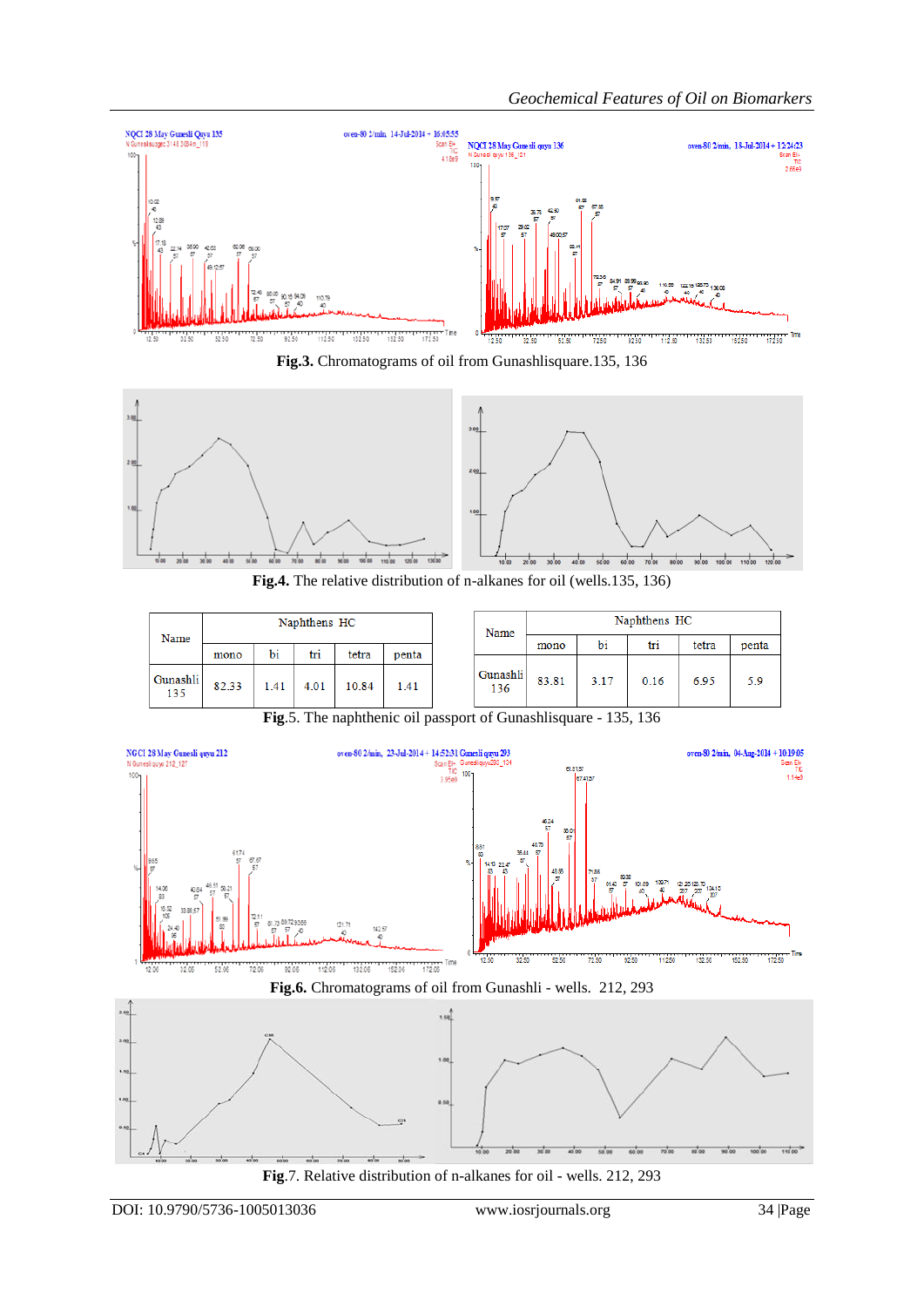**Fig.3.** Chromatograms of oil from Gunashlisquare.135, 136

**Fig.4.** The relative distribution of n-alkanes for oil (wells.135, 136)

| Name | Naphthens HC | | | | |
|---|---|---|---|---|---|
| | mono | bi | tri | tetra | penta |
| Gunashli 135 | 82.33 | 1.41 | 4.01 | 10.84 | 1.41 |

| Name | Naphthens HC | | | | |
|---|---|---|---|---|---|
| | mono | bi | tri | tetra | penta |
| Gunashli 136 | 83.81 | 3.17 | 0.16 | 6.95 | 5.9 |

**Fig**.5. The naphthenic oil passport of Gunashlisquare - 135, 136

**Fig.6.** Chromatograms of oil from Gunashli - wells. 212, 293

**Fig**.7. Relative distribution of n-alkanes for oil - wells. 212, 293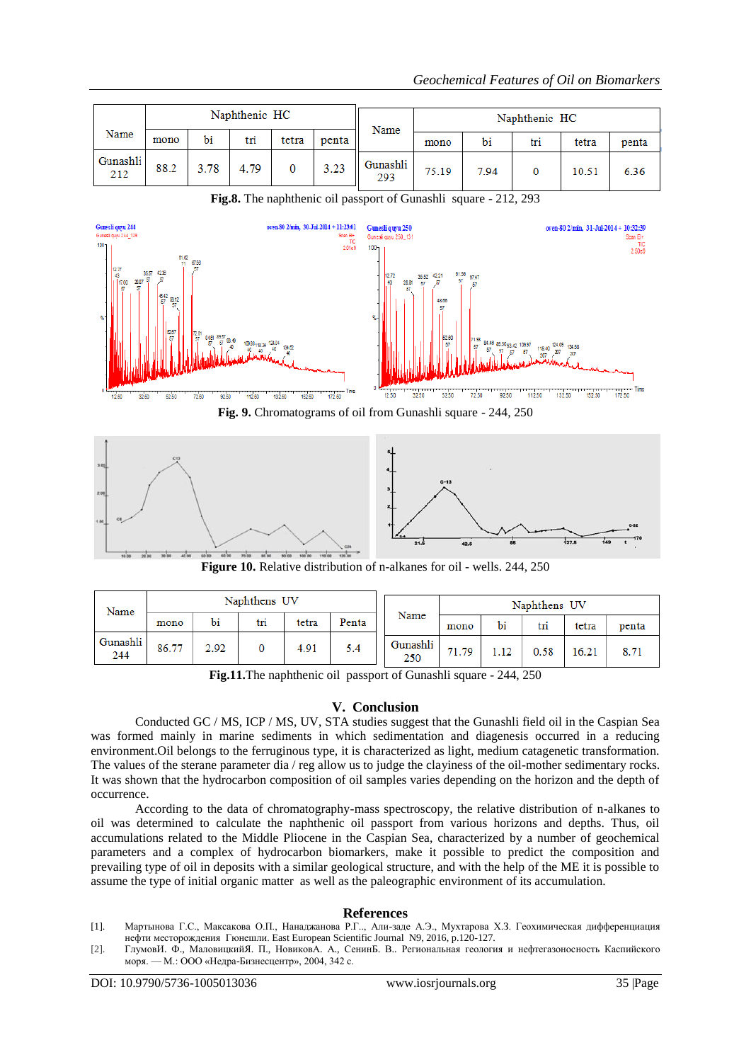| Name | Naphthenic HC | | | | |
|---|---|---|---|---|---|
| | mono | bi | tri | tetra | penta |
| Gunashli 212 | 88.2 | 3.78 | 4.79 | 0 | 3.23 |

| Name | Naphthenic HC | | | | |
|---|---|---|---|---|---|
| | mono | bi | tri | tetra | penta |
| Gunashli 293 | 75.19 | 7.94 | 0 | 10.51 | 6.36 |

**Fig.8.** The naphthenic oil passport of Gunashli square - 212, 293

**Fig. 9.** Chromatograms of oil from Gunashli square - 244, 250

**Figure 10.** Relative distribution of n-alkanes for oil - wells. 244, 250

| Name | Naphthens UV | | | | |
|---|---|---|---|---|---|
| | mono | bi | tri | tetra | Penta |
| Gunashli 244 | 86.77 | 2.92 | 0 | 4.91 | 5.4 |

| Name | Naphthens UV | | | | |
|---|---|---|---|---|---|
| | mono | bi | tri | tetra | penta |
| Gunashli 250 | 71.79 | 1.12 | 0.58 | 16.21 | 8.71 |

**Fig.11.**The naphthenic oil passport of Gunashli square - 244, 250

## V. Conclusion

Conducted GC / MS, ICP / MS, UV, STA studies suggest that the Gunashli field oil in the Caspian Sea was formed mainly in marine sediments in which sedimentation and diagenesis occurred in a reducing environment.Oil belongs to the ferruginous type, it is characterized as light, medium catagenetic transformation. The values of the sterane parameter dia / reg allow us to judge the clayiness of the oil-mother sedimentary rocks. It was shown that the hydrocarbon composition of oil samples varies depending on the horizon and the depth of occurrence.

According to the data of chromatography-mass spectroscopy, the relative distribution of n-alkanes to oil was determined to calculate the naphthenic oil passport from various horizons and depths. Thus, oil accumulations related to the Middle Pliocene in the Caspian Sea, characterized by a number of geochemical parameters and a complex of hydrocarbon biomarkers, make it possible to predict the composition and prevailing type of oil in deposits with a similar geological structure, and with the help of the ME it is possible to assume the type of initial organic matter as well as the paleographic environment of its accumulation.

## References

[1]. Мартынова Г.С., Максакова О.П., Нанаджанова Р.Г., Али-заде А.Э., Мухтарова Х.З. Геохимическая дифференциация нефти месторождения Гюнешли. East European Scientific Journal N9, 2016, p.120-127.

[2]. ГлумовИ. Ф., МаловицкийЯ. П., НовиковА. А., СенинБ. В.. Региональная геология и нефтегазоносность Каспийского моря. — М.: ООО «Недра-Бизнесцентр», 2004, 342 с.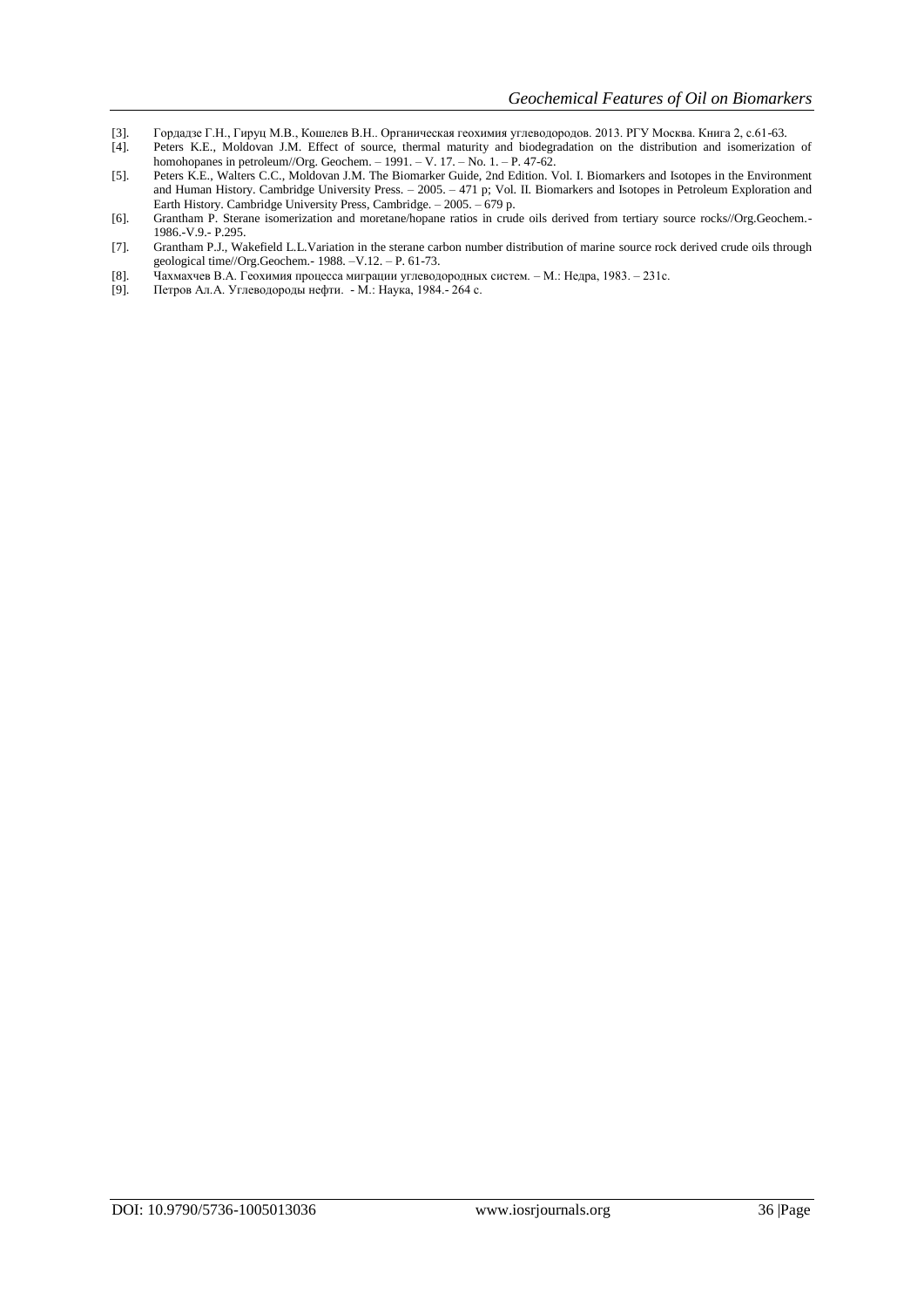[3]. Гордадзе Г.Н., Гируц М.В., Кошелев В.Н.. Органическая геохимия углеводородов. 2013. РГУ Москва. Книга 2, с.61-63.

[4]. Peters K.E., Moldovan J.M. Effect of source, thermal maturity and biodegradation on the distribution and isomerization of homohopanes in petroleum//Org. Geochem. – 1991. – V. 17. – No. 1. – P. 47-62.

[5]. Peters K.E., Walters C.C., Moldovan J.M. The Biomarker Guide, 2nd Edition. Vol. I. Biomarkers and Isotopes in the Environment and Human History. Cambridge University Press. – 2005. – 471 p; Vol. II. Biomarkers and Isotopes in Petroleum Exploration and Earth History. Cambridge University Press, Cambridge. – 2005. – 679 p.

[6]. Grantham P. Sterane isomerization and moretane/hopane ratios in crude oils derived from tertiary source rocks//Org.Geochem.- 1986.-V.9.- P.295.

[7]. Grantham P.J., Wakefield L.L.Variation in the sterane carbon number distribution of marine source rock derived crude oils through geological time//Org.Geochem.- 1988. –V.12. – P. 61-73.

[8]. Чахмахчев В.А. Геохимия процесса миграции углеводородных систем. – М.: Недра, 1983. – 231с.

[9]. Петров Ал.А. Углеводороды нефти. - М.: Наука, 1984.- 264 с.